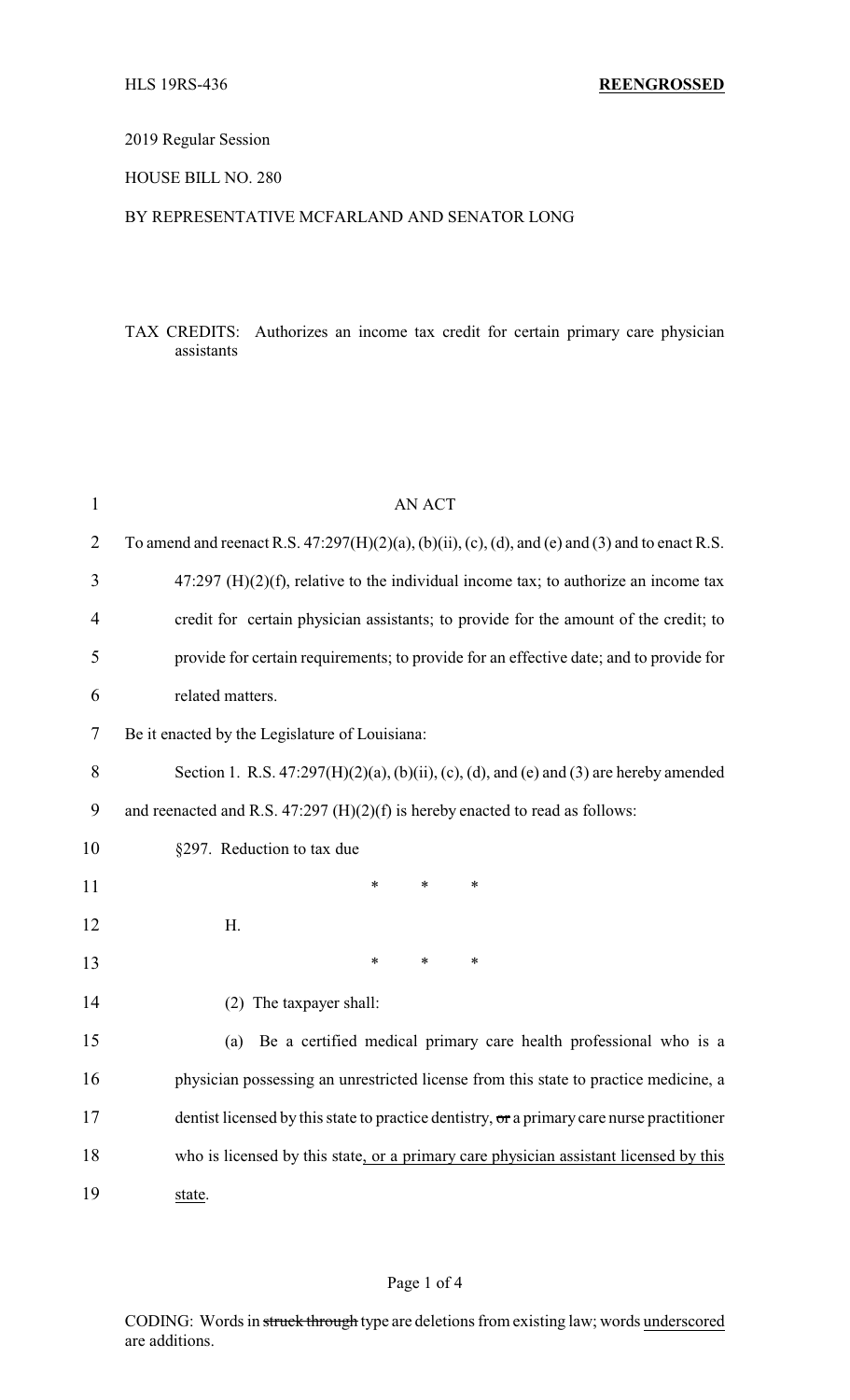HLS 19RS-436 **REENGROSSED**

2019 Regular Session

HOUSE BILL NO. 280

BY REPRESENTATIVE MCFARLAND AND SENATOR LONG

TAX CREDITS: Authorizes an income tax credit for certain primary care physician assistants

AN ACT

To amend and reenact R.S. 47:297(H)(2)(a), (b)(ii), (c), (d), and (e) and (3) and to enact R.S. 47:297 (H)(2)(f), relative to the individual income tax; to authorize an income tax credit for certain physician assistants; to provide for the amount of the credit; to provide for certain requirements; to provide for an effective date; and to provide for related matters.

Be it enacted by the Legislature of Louisiana:

Section 1. R.S. 47:297(H)(2)(a), (b)(ii), (c), (d), and (e) and (3) are hereby amended and reenacted and R.S. 47:297 (H)(2)(f) is hereby enacted to read as follows:

§297. Reduction to tax due

\* \* \*

H.

\* \* \*

(2) The taxpayer shall:

(a) Be a certified medical primary care health professional who is a physician possessing an unrestricted license from this state to practice medicine, a dentist licensed by this state to practice dentistry, ~~or~~ a primary care nurse practitioner who is licensed by this state, or a primary care physician assistant licensed by this state.

CODING: Words in ~~struck through~~ type are deletions from existing law; words underscored are additions.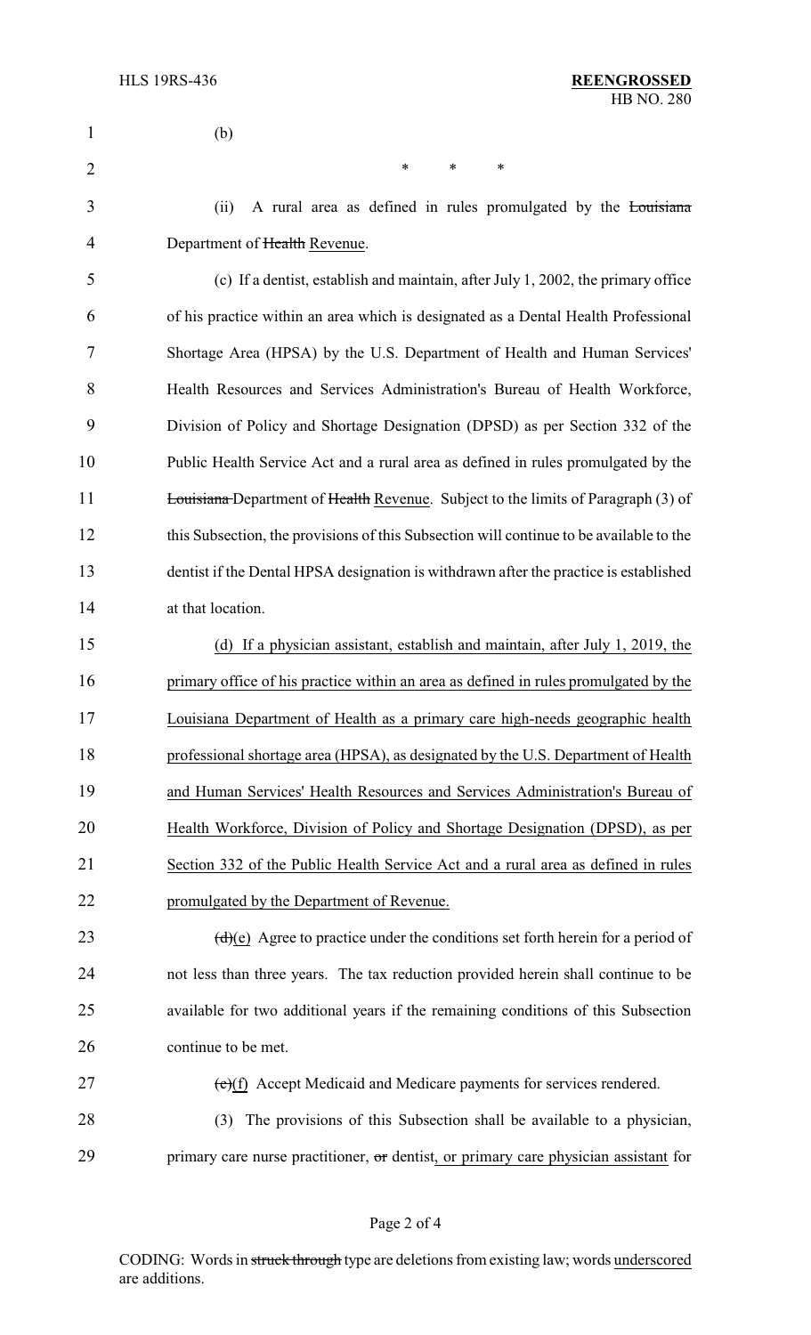(b)

\* \* \*

(ii) A rural area as defined in rules promulgated by the ~~Louisiana~~ Department of ~~Health~~ Revenue.

(c) If a dentist, establish and maintain, after July 1, 2002, the primary office of his practice within an area which is designated as a Dental Health Professional Shortage Area (HPSA) by the U.S. Department of Health and Human Services' Health Resources and Services Administration's Bureau of Health Workforce, Division of Policy and Shortage Designation (DPSD) as per Section 332 of the Public Health Service Act and a rural area as defined in rules promulgated by the ~~Louisiana~~ Department of ~~Health~~ Revenue. Subject to the limits of Paragraph (3) of this Subsection, the provisions of this Subsection will continue to be available to the dentist if the Dental HPSA designation is withdrawn after the practice is established at that location.

(d) If a physician assistant, establish and maintain, after July 1, 2019, the primary office of his practice within an area as defined in rules promulgated by the Louisiana Department of Health as a primary care high-needs geographic health professional shortage area (HPSA), as designated by the U.S. Department of Health and Human Services' Health Resources and Services Administration's Bureau of Health Workforce, Division of Policy and Shortage Designation (DPSD), as per Section 332 of the Public Health Service Act and a rural area as defined in rules promulgated by the Department of Revenue.

~~(d)~~(e) Agree to practice under the conditions set forth herein for a period of not less than three years. The tax reduction provided herein shall continue to be available for two additional years if the remaining conditions of this Subsection continue to be met.

~~(e)~~(f) Accept Medicaid and Medicare payments for services rendered.

(3) The provisions of this Subsection shall be available to a physician, primary care nurse practitioner, ~~or~~ dentist, or primary care physician assistant for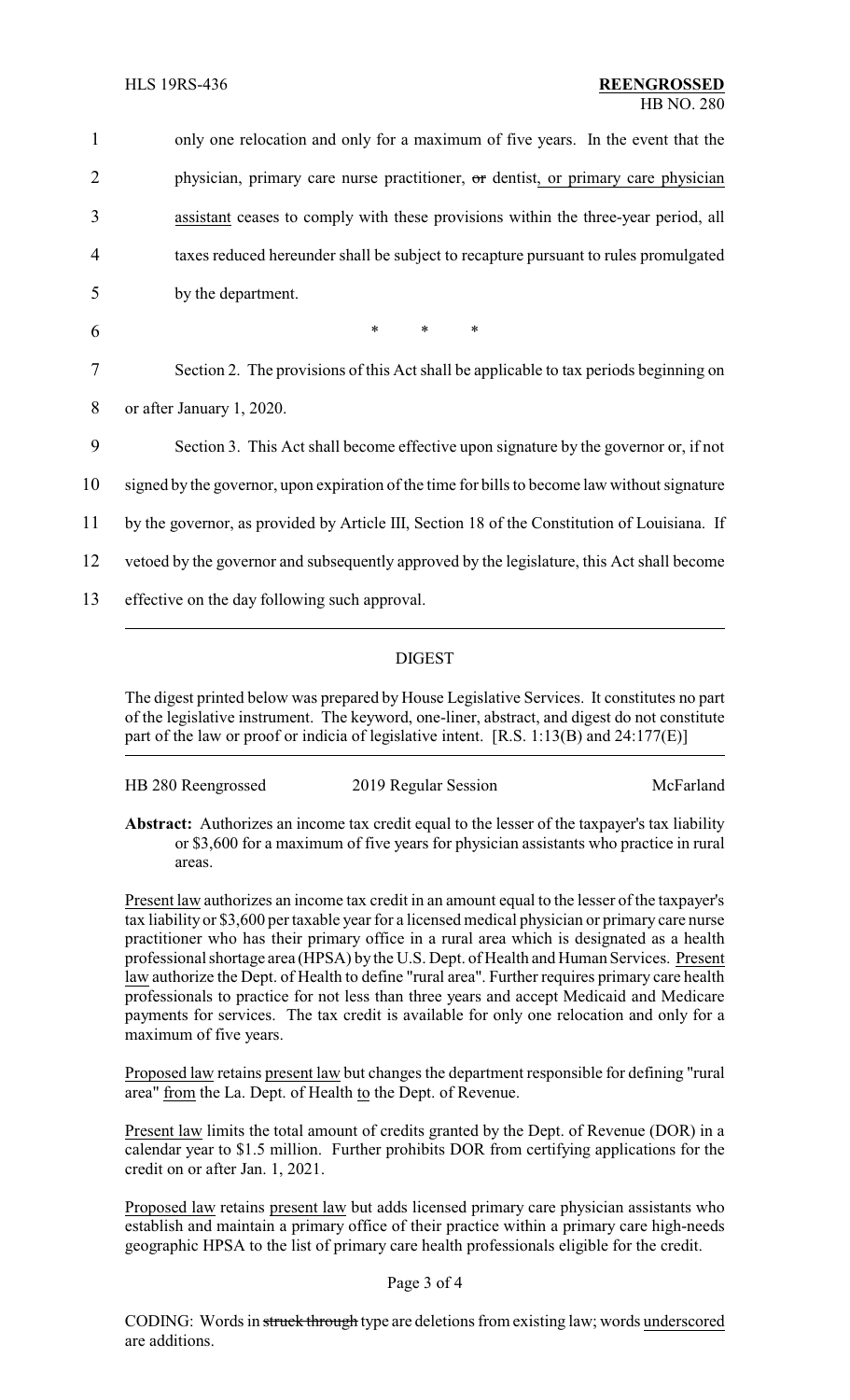only one relocation and only for a maximum of five years. In the event that the physician, primary care nurse practitioner, ~~or~~ dentist, or primary care physician assistant ceases to comply with these provisions within the three-year period, all taxes reduced hereunder shall be subject to recapture pursuant to rules promulgated by the department.

\* \* \*

Section 2. The provisions of this Act shall be applicable to tax periods beginning on or after January 1, 2020.

Section 3. This Act shall become effective upon signature by the governor or, if not signed by the governor, upon expiration of the time for bills to become law without signature by the governor, as provided by Article III, Section 18 of the Constitution of Louisiana. If vetoed by the governor and subsequently approved by the legislature, this Act shall become effective on the day following such approval.

---

## DIGEST

The digest printed below was prepared by House Legislative Services. It constitutes no part of the legislative instrument. The keyword, one-liner, abstract, and digest do not constitute part of the law or proof or indicia of legislative intent. [R.S. 1:13(B) and 24:177(E)]

HB 280 Reengrossed — 2019 Regular Session — McFarland

**Abstract:** Authorizes an income tax credit equal to the lesser of the taxpayer's tax liability or $3,600 for a maximum of five years for physician assistants who practice in rural areas.

Present law authorizes an income tax credit in an amount equal to the lesser of the taxpayer's tax liability or $3,600 per taxable year for a licensed medical physician or primary care nurse practitioner who has their primary office in a rural area which is designated as a health professional shortage area (HPSA) by the U.S. Dept. of Health and Human Services. Present law authorize the Dept. of Health to define "rural area". Further requires primary care health professionals to practice for not less than three years and accept Medicaid and Medicare payments for services. The tax credit is available for only one relocation and only for a maximum of five years.

Proposed law retains present law but changes the department responsible for defining "rural area" from the La. Dept. of Health to the Dept. of Revenue.

Present law limits the total amount of credits granted by the Dept. of Revenue (DOR) in a calendar year to $1.5 million. Further prohibits DOR from certifying applications for the credit on or after Jan. 1, 2021.

Proposed law retains present law but adds licensed primary care physician assistants who establish and maintain a primary office of their practice within a primary care high-needs geographic HPSA to the list of primary care health professionals eligible for the credit.

CODING: Words in ~~struck through~~ type are deletions from existing law; words underscored are additions.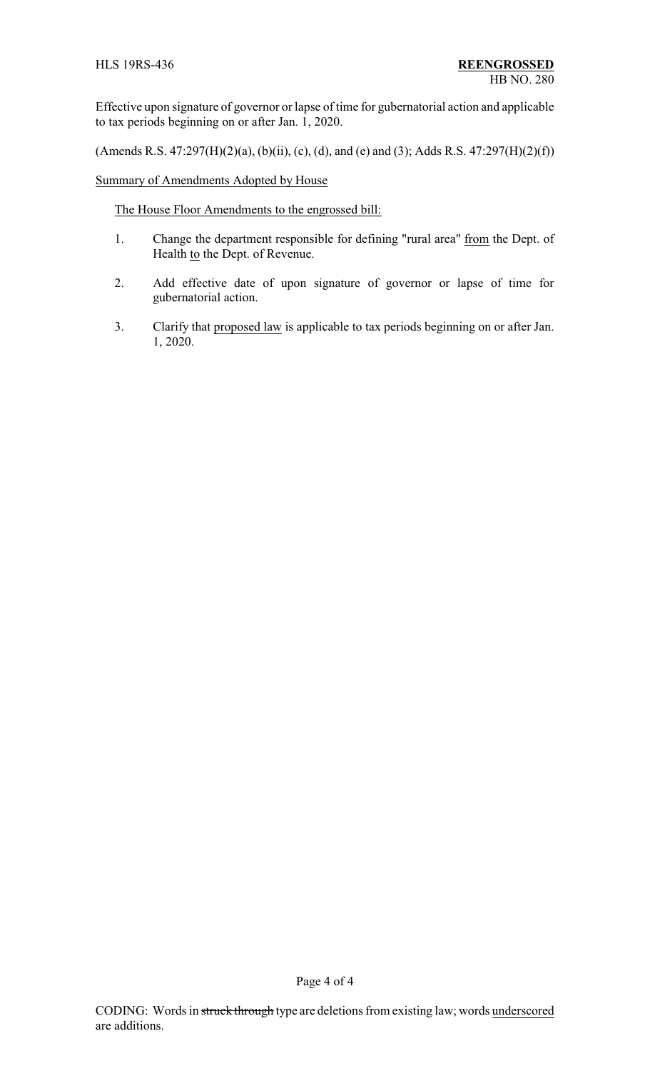Effective upon signature of governor or lapse of time for gubernatorial action and applicable to tax periods beginning on or after Jan. 1, 2020.

(Amends R.S. 47:297(H)(2)(a), (b)(ii), (c), (d), and (e) and (3); Adds R.S. 47:297(H)(2)(f))

Summary of Amendments Adopted by House

The House Floor Amendments to the engrossed bill:

1. Change the department responsible for defining "rural area" from the Dept. of Health to the Dept. of Revenue.

2. Add effective date of upon signature of governor or lapse of time for gubernatorial action.

3. Clarify that proposed law is applicable to tax periods beginning on or after Jan. 1, 2020.

CODING: Words in struck through type are deletions from existing law; words underscored are additions.